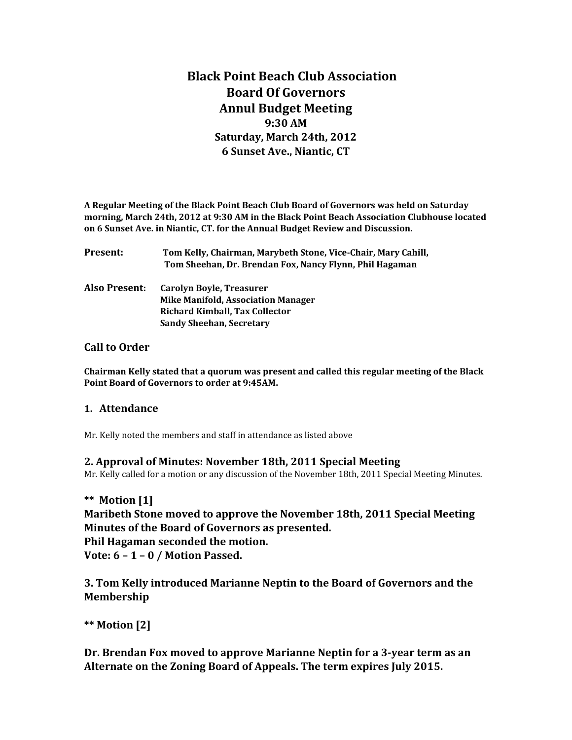# Black Point Beach Club Association
# Board Of Governors
# Annul Budget Meeting
## 9:30 AM
## Saturday, March 24th, 2012
## 6 Sunset Ave., Niantic, CT

**A Regular Meeting of the Black Point Beach Club Board of Governors was held on Saturday morning, March 24th, 2012 at 9:30 AM in the Black Point Beach Association Clubhouse located on 6 Sunset Ave. in Niantic, CT. for the Annual Budget Review and Discussion.**

**Present:** **Tom Kelly, Chairman, Marybeth Stone, Vice-Chair, Mary Cahill, Tom Sheehan, Dr. Brendan Fox, Nancy Flynn, Phil Hagaman**

**Also Present:** **Carolyn Boyle, Treasurer**
**Mike Manifold, Association Manager**
**Richard Kimball, Tax Collector**
**Sandy Sheehan, Secretary**

### Call to Order

**Chairman Kelly stated that a quorum was present and called this regular meeting of the Black Point Board of Governors to order at 9:45AM.**

### 1. Attendance

Mr. Kelly noted the members and staff in attendance as listed above

### 2. Approval of Minutes: November 18th, 2011 Special Meeting

Mr. Kelly called for a motion or any discussion of the November 18th, 2011 Special Meeting Minutes.

**** Motion [1]**
**Maribeth Stone moved to approve the November 18th, 2011 Special Meeting Minutes of the Board of Governors as presented.**
**Phil Hagaman seconded the motion.**
**Vote: 6 – 1 – 0 / Motion Passed.**

### 3. Tom Kelly introduced Marianne Neptin to the Board of Governors and the Membership

**** Motion [2]**

**Dr. Brendan Fox moved to approve Marianne Neptin for a 3-year term as an Alternate on the Zoning Board of Appeals. The term expires July 2015.**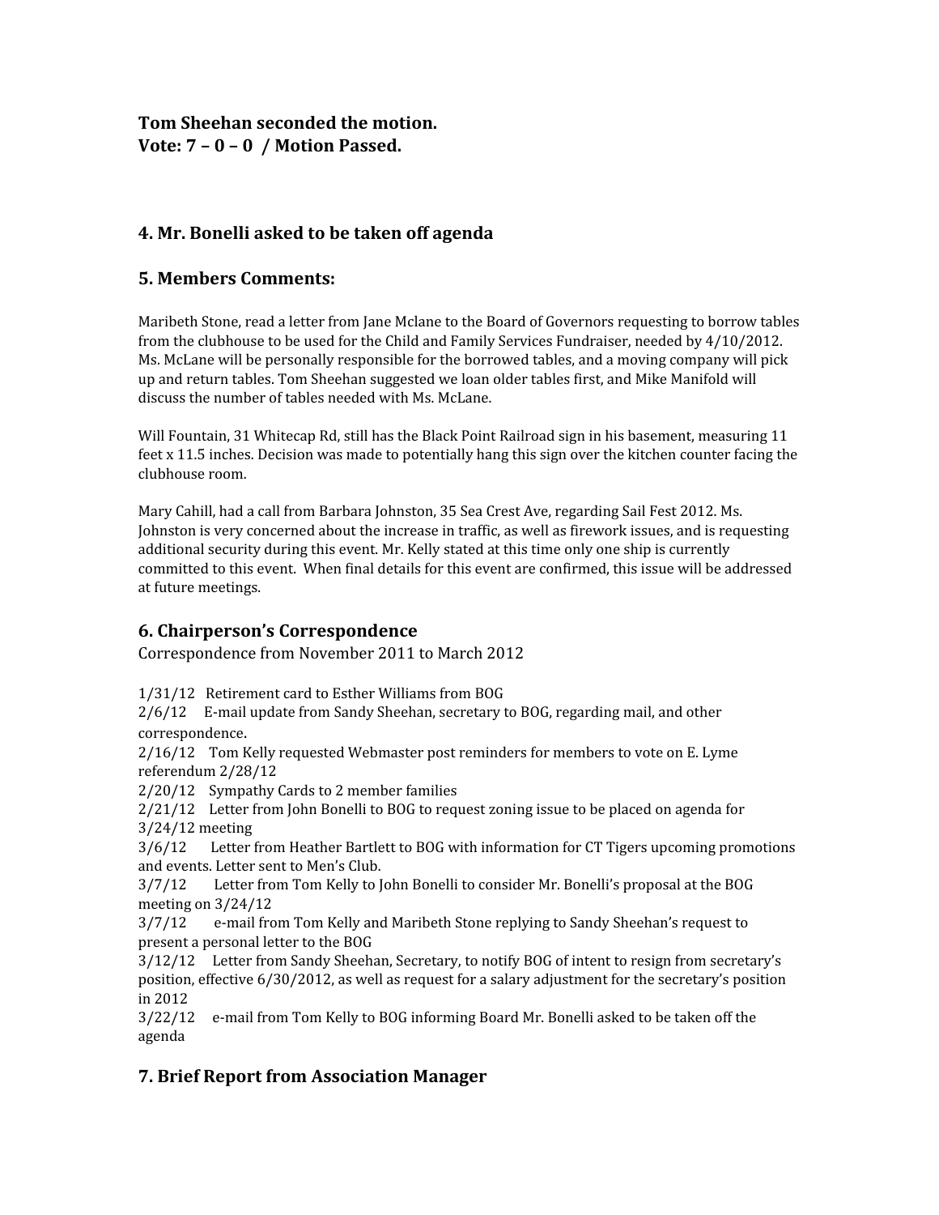**Tom Sheehan seconded the motion.**
**Vote: 7 – 0 – 0 / Motion Passed.**

## 4. Mr. Bonelli asked to be taken off agenda

## 5. Members Comments:

Maribeth Stone, read a letter from Jane Mclane to the Board of Governors requesting to borrow tables from the clubhouse to be used for the Child and Family Services Fundraiser, needed by 4/10/2012. Ms. McLane will be personally responsible for the borrowed tables, and a moving company will pick up and return tables. Tom Sheehan suggested we loan older tables first, and Mike Manifold will discuss the number of tables needed with Ms. McLane.

Will Fountain, 31 Whitecap Rd, still has the Black Point Railroad sign in his basement, measuring 11 feet x 11.5 inches. Decision was made to potentially hang this sign over the kitchen counter facing the clubhouse room.

Mary Cahill, had a call from Barbara Johnston, 35 Sea Crest Ave, regarding Sail Fest 2012. Ms. Johnston is very concerned about the increase in traffic, as well as firework issues, and is requesting additional security during this event. Mr. Kelly stated at this time only one ship is currently committed to this event. When final details for this event are confirmed, this issue will be addressed at future meetings.

## 6. Chairperson's Correspondence

Correspondence from November 2011 to March 2012

1/31/12 Retirement card to Esther Williams from BOG
2/6/12 E-mail update from Sandy Sheehan, secretary to BOG, regarding mail, and other correspondence.
2/16/12 Tom Kelly requested Webmaster post reminders for members to vote on E. Lyme referendum 2/28/12
2/20/12 Sympathy Cards to 2 member families
2/21/12 Letter from John Bonelli to BOG to request zoning issue to be placed on agenda for 3/24/12 meeting
3/6/12 Letter from Heather Bartlett to BOG with information for CT Tigers upcoming promotions and events. Letter sent to Men's Club.
3/7/12 Letter from Tom Kelly to John Bonelli to consider Mr. Bonelli's proposal at the BOG meeting on 3/24/12
3/7/12 e-mail from Tom Kelly and Maribeth Stone replying to Sandy Sheehan's request to present a personal letter to the BOG
3/12/12 Letter from Sandy Sheehan, Secretary, to notify BOG of intent to resign from secretary's position, effective 6/30/2012, as well as request for a salary adjustment for the secretary's position in 2012
3/22/12 e-mail from Tom Kelly to BOG informing Board Mr. Bonelli asked to be taken off the agenda

## 7. Brief Report from Association Manager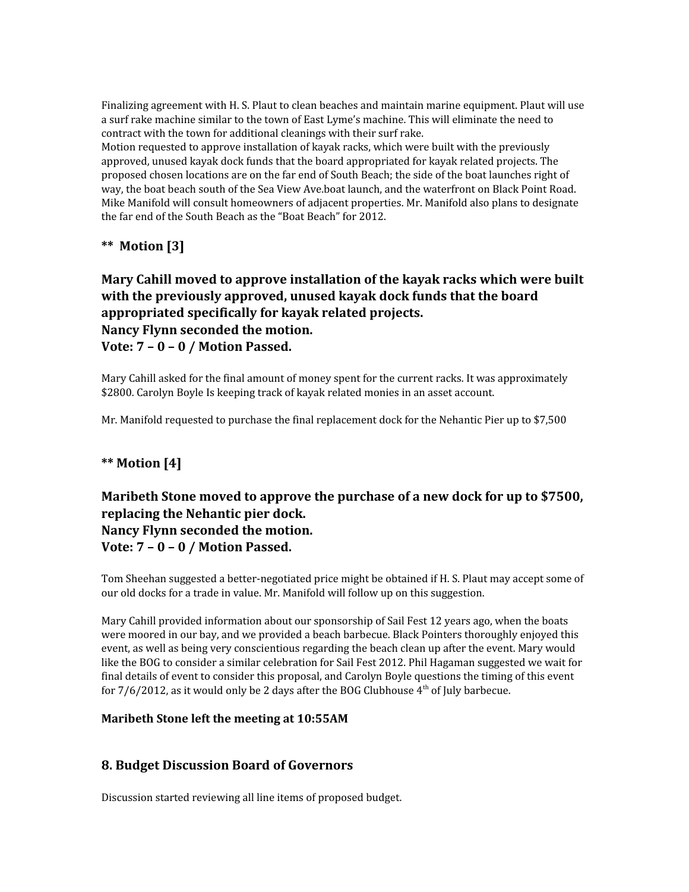Finalizing agreement with H. S. Plaut to clean beaches and maintain marine equipment. Plaut will use a surf rake machine similar to the town of East Lyme's machine. This will eliminate the need to contract with the town for additional cleanings with their surf rake.
Motion requested to approve installation of kayak racks, which were built with the previously approved, unused kayak dock funds that the board appropriated for kayak related projects. The proposed chosen locations are on the far end of South Beach; the side of the boat launches right of way, the boat beach south of the Sea View Ave.boat launch, and the waterfront on Black Point Road. Mike Manifold will consult homeowners of adjacent properties. Mr. Manifold also plans to designate the far end of the South Beach as the "Boat Beach" for 2012.

### ** Motion [3]

### Mary Cahill moved to approve installation of the kayak racks which were built with the previously approved, unused kayak dock funds that the board appropriated specifically for kayak related projects.
### Nancy Flynn seconded the motion.
### Vote: 7 – 0 – 0 / Motion Passed.

Mary Cahill asked for the final amount of money spent for the current racks. It was approximately $2800. Carolyn Boyle Is keeping track of kayak related monies in an asset account.

Mr. Manifold requested to purchase the final replacement dock for the Nehantic Pier up to $7,500

### ** Motion [4]

### Maribeth Stone moved to approve the purchase of a new dock for up to $7500, replacing the Nehantic pier dock.
### Nancy Flynn seconded the motion.
### Vote: 7 – 0 – 0 / Motion Passed.

Tom Sheehan suggested a better-negotiated price might be obtained if H. S. Plaut may accept some of our old docks for a trade in value. Mr. Manifold will follow up on this suggestion.

Mary Cahill provided information about our sponsorship of Sail Fest 12 years ago, when the boats were moored in our bay, and we provided a beach barbecue. Black Pointers thoroughly enjoyed this event, as well as being very conscientious regarding the beach clean up after the event. Mary would like the BOG to consider a similar celebration for Sail Fest 2012. Phil Hagaman suggested we wait for final details of event to consider this proposal, and Carolyn Boyle questions the timing of this event for 7/6/2012, as it would only be 2 days after the BOG Clubhouse 4th of July barbecue.

**Maribeth Stone left the meeting at 10:55AM**

## 8. Budget Discussion Board of Governors

Discussion started reviewing all line items of proposed budget.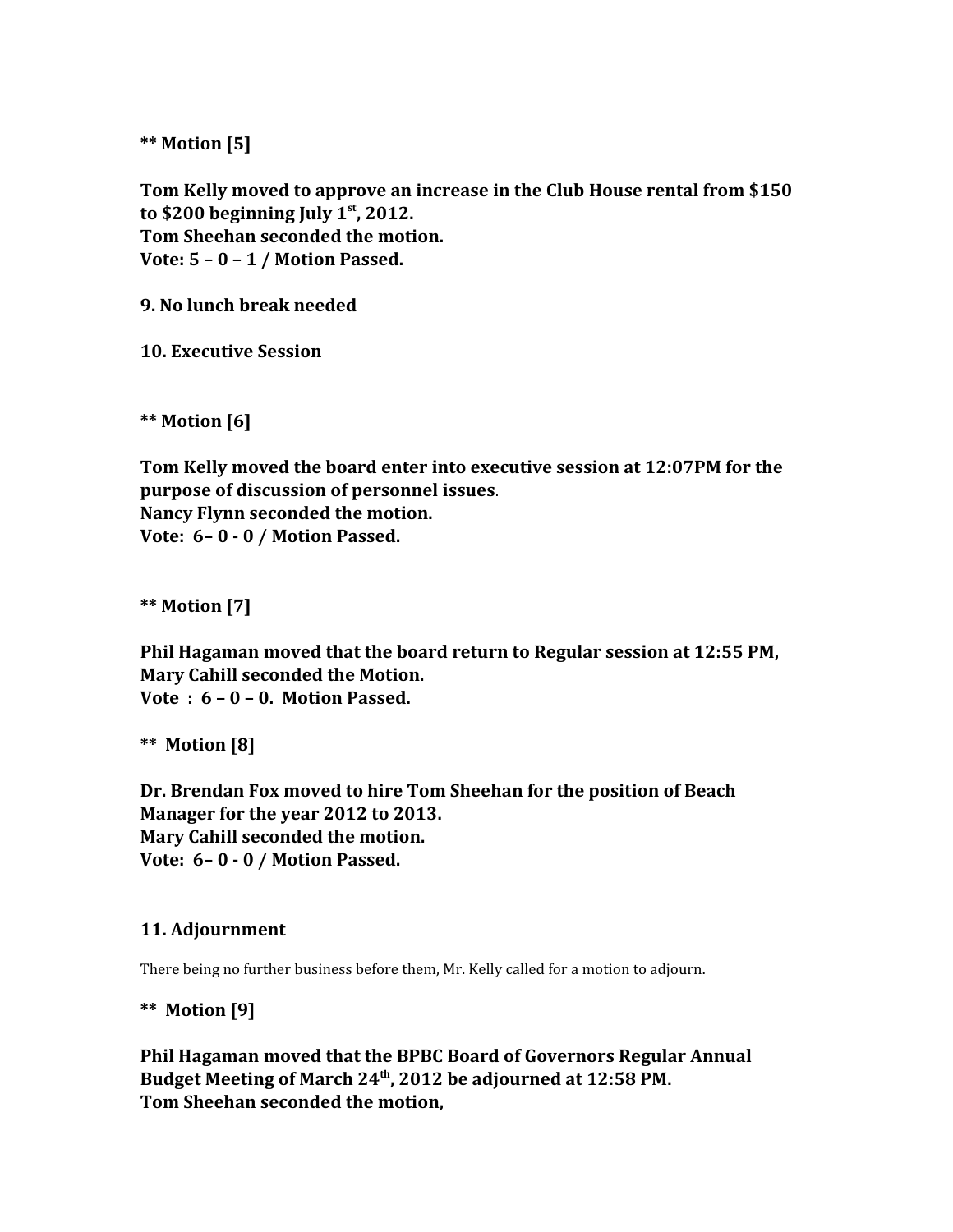**** Motion [5]**

**Tom Kelly moved to approve an increase in the Club House rental from $150 to $200 beginning July 1st, 2012.**
**Tom Sheehan seconded the motion.**
**Vote: 5 – 0 – 1 / Motion Passed.**

**9. No lunch break needed**

**10. Executive Session**

**** Motion [6]**

**Tom Kelly moved the board enter into executive session at 12:07PM for the purpose of discussion of personnel issues**.
**Nancy Flynn seconded the motion.**
**Vote: 6– 0 - 0 / Motion Passed.**

**** Motion [7]**

**Phil Hagaman moved that the board return to Regular session at 12:55 PM,**
**Mary Cahill seconded the Motion.**
**Vote : 6 – 0 – 0. Motion Passed.**

**** Motion [8]**

**Dr. Brendan Fox moved to hire Tom Sheehan for the position of Beach Manager for the year 2012 to 2013.**
**Mary Cahill seconded the motion.**
**Vote: 6– 0 - 0 / Motion Passed.**

**11. Adjournment**

There being no further business before them, Mr. Kelly called for a motion to adjourn.

**** Motion [9]**

**Phil Hagaman moved that the BPBC Board of Governors Regular Annual Budget Meeting of March 24th, 2012 be adjourned at 12:58 PM.**
**Tom Sheehan seconded the motion,**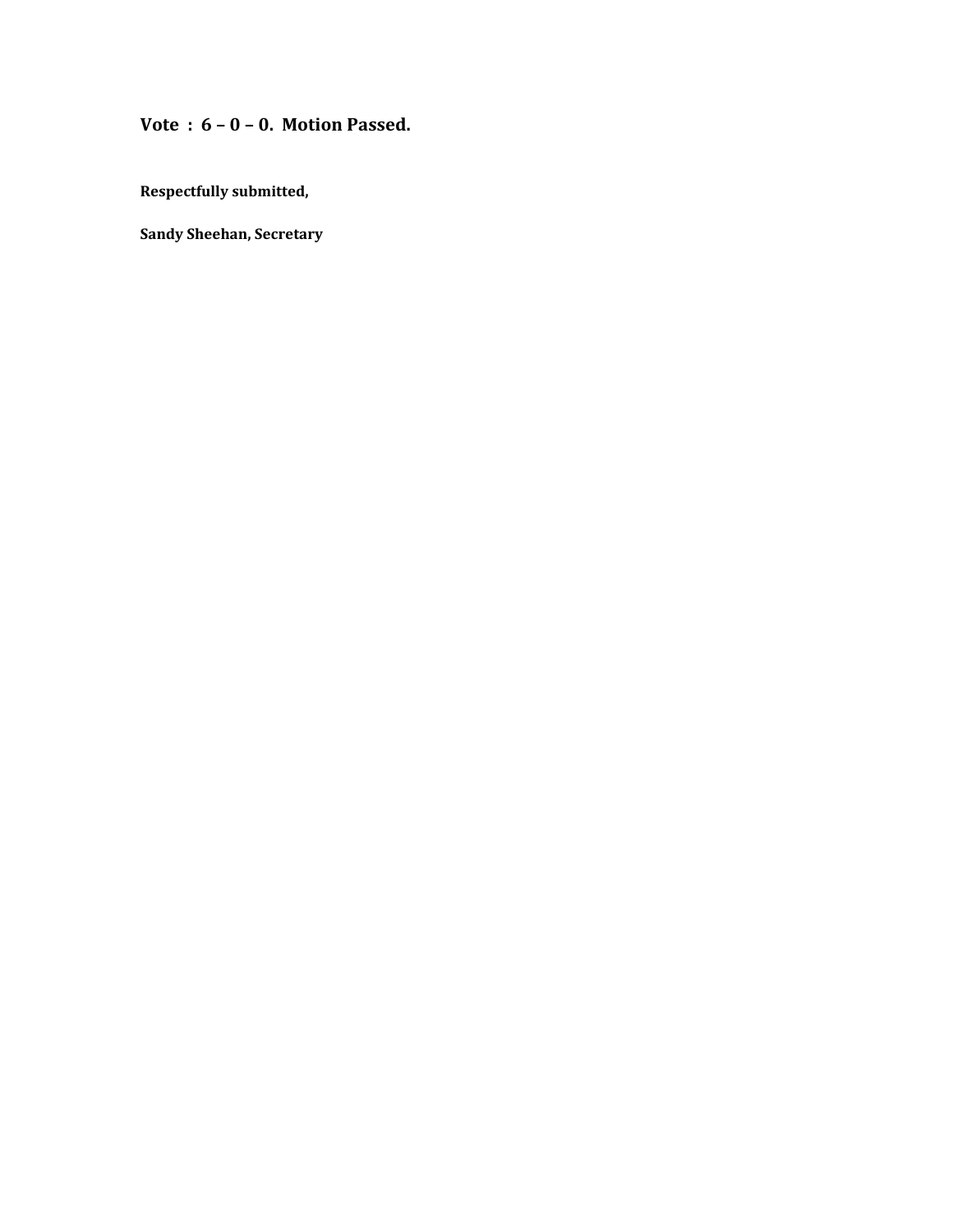**Vote : 6 – 0 – 0. Motion Passed.**

**Respectfully submitted,**

**Sandy Sheehan, Secretary**